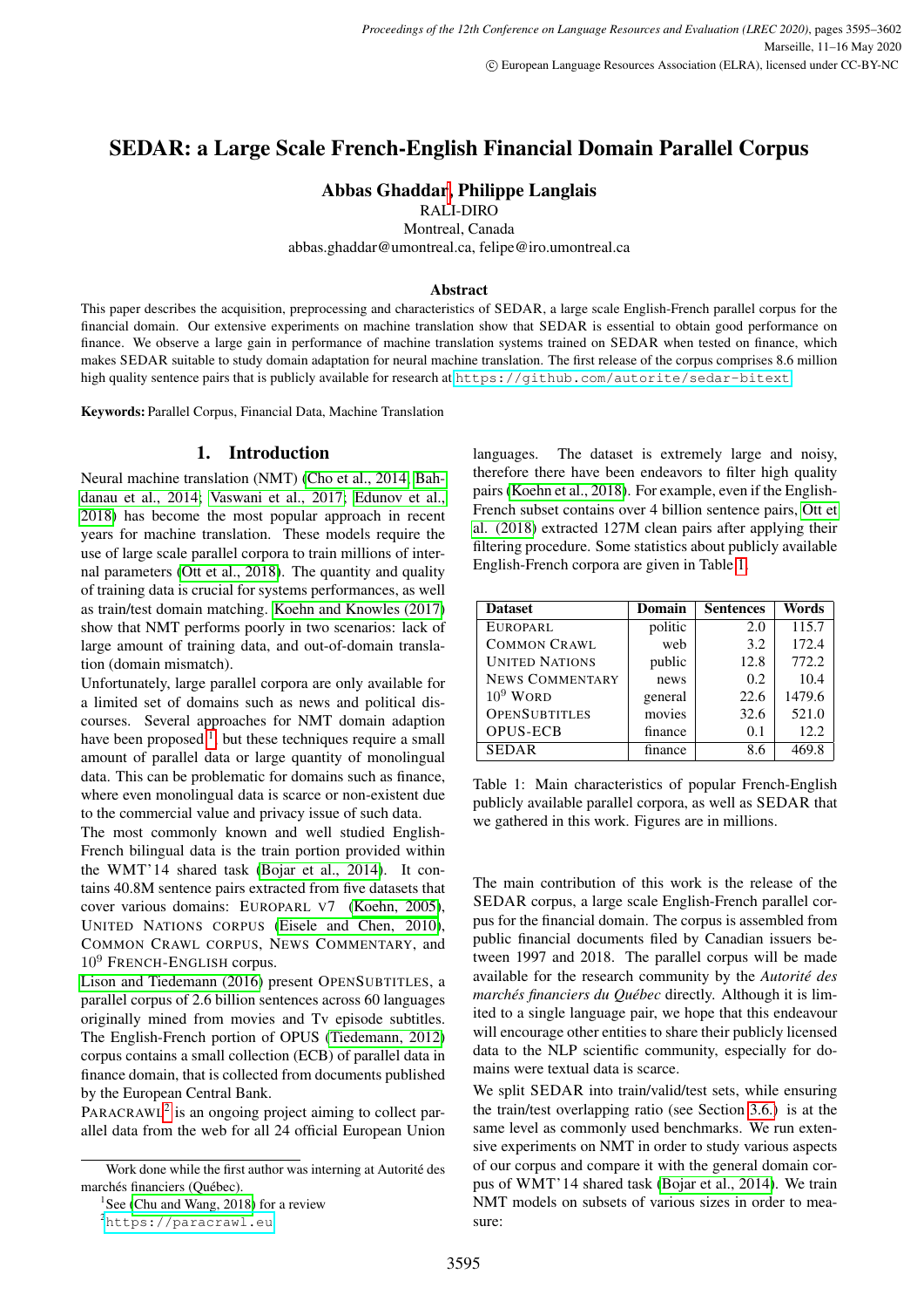# SEDAR: a Large Scale French-English Financial Domain Parallel Corpus

**Abbas Ghaddar[*], Philippe Langlais**

RALI-DIRO
Montreal, Canada
abbas.ghaddar@umontreal.ca, felipe@iro.umontreal.ca

### Abstract

This paper describes the acquisition, preprocessing and characteristics of SEDAR, a large scale English-French parallel corpus for the financial domain. Our extensive experiments on machine translation show that SEDAR is essential to obtain good performance on finance. We observe a large gain in performance of machine translation systems trained on SEDAR when tested on finance, which makes SEDAR suitable to study domain adaptation for neural machine translation. The first release of the corpus comprises 8.6 million high quality sentence pairs that is publicly available for research at https://github.com/autorite/sedar-bitext.

**Keywords:** Parallel Corpus, Financial Data, Machine Translation

## 1. Introduction

Neural machine translation (NMT) (Cho et al., 2014; Bahdanau et al., 2014; Vaswani et al., 2017; Edunov et al., 2018) has become the most popular approach in recent years for machine translation. These models require the use of large scale parallel corpora to train millions of internal parameters (Ott et al., 2018). The quantity and quality of training data is crucial for systems performances, as well as train/test domain matching. Koehn and Knowles (2017) show that NMT performs poorly in two scenarios: lack of large amount of training data, and out-of-domain translation (domain mismatch).

Unfortunately, large parallel corpora are only available for a limited set of domains such as news and political discourses. Several approaches for NMT domain adaption have been proposed[1], but these techniques require a small amount of parallel data or large quantity of monolingual data. This can be problematic for domains such as finance, where even monolingual data is scarce or non-existent due to the commercial value and privacy issue of such data.

The most commonly known and well studied English-French bilingual data is the train portion provided within the WMT'14 shared task (Bojar et al., 2014). It contains 40.8M sentence pairs extracted from five datasets that cover various domains: EUROPARL V7 (Koehn, 2005), UNITED NATIONS CORPUS (Eisele and Chen, 2010), COMMON CRAWL CORPUS, NEWS COMMENTARY, and $10^9$ FRENCH-ENGLISH corpus.

Lison and Tiedemann (2016) present OPENSUBTITLES, a parallel corpus of 2.6 billion sentences across 60 languages originally mined from movies and Tv episode subtitles. The English-French portion of OPUS (Tiedemann, 2012) corpus contains a small collection (ECB) of parallel data in finance domain, that is collected from documents published by the European Central Bank.

PARACRAWL[2] is an ongoing project aiming to collect parallel data from the web for all 24 official European Union languages. The dataset is extremely large and noisy, therefore there have been endeavors to filter high quality pairs (Koehn et al., 2018). For example, even if the English-French subset contains over 4 billion sentence pairs, Ott et al. (2018) extracted 127M clean pairs after applying their filtering procedure. Some statistics about publicly available English-French corpora are given in Table 1.

| Dataset | Domain | Sentences | Words |
|---|---|---|---|
| EUROPARL | politic | 2.0 | 115.7 |
| COMMON CRAWL | web | 3.2 | 172.4 |
| UNITED NATIONS | public | 12.8 | 772.2 |
| NEWS COMMENTARY | news | 0.2 | 10.4 |
| $10^9$ WORD | general | 22.6 | 1479.6 |
| OPENSUBTITLES | movies | 32.6 | 521.0 |
| OPUS-ECB | finance | 0.1 | 12.2 |
| SEDAR | finance | 8.6 | 469.8 |

Table 1: Main characteristics of popular French-English publicly available parallel corpora, as well as SEDAR that we gathered in this work. Figures are in millions.

The main contribution of this work is the release of the SEDAR corpus, a large scale English-French parallel corpus for the financial domain. The corpus is assembled from public financial documents filed by Canadian issuers between 1997 and 2018. The parallel corpus will be made available for the research community by the *Autorité des marchés financiers du Québec* directly. Although it is limited to a single language pair, we hope that this endeavour will encourage other entities to share their publicly licensed data to the NLP scientific community, especially for domains were textual data is scarce.

We split SEDAR into train/valid/test sets, while ensuring the train/test overlapping ratio (see Section 3.6.) is at the same level as commonly used benchmarks. We run extensive experiments on NMT in order to study various aspects of our corpus and compare it with the general domain corpus of WMT'14 shared task (Bojar et al., 2014). We train NMT models on subsets of various sizes in order to measure:

---

[*] Work done while the first author was interning at Autorité des marchés financiers (Québec).

[1] See (Chu and Wang, 2018) for a review

[2] https://paracrawl.eu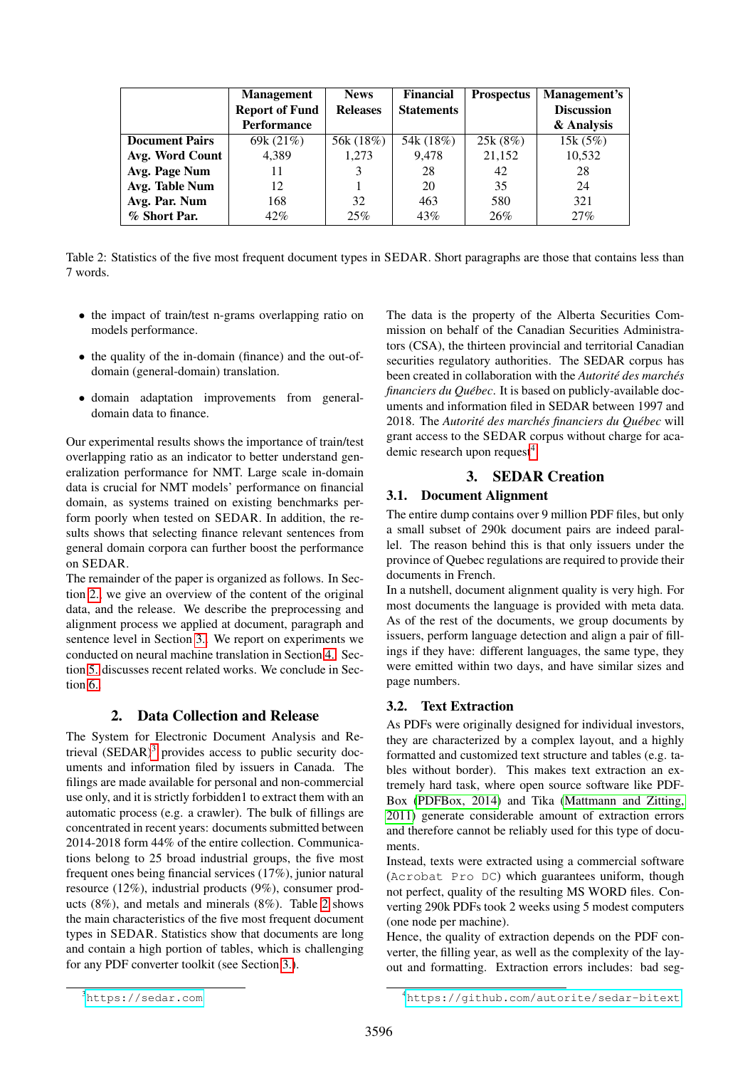| | Management Report of Fund Performance | News Releases | Financial Statements | Prospectus | Management's Discussion & Analysis |
|---|---|---|---|---|---|
| **Document Pairs** | 69k (21%) | 56k (18%) | 54k (18%) | 25k (8%) | 15k (5%) |
| **Avg. Word Count** | 4,389 | 1,273 | 9,478 | 21,152 | 10,532 |
| **Avg. Page Num** | 11 | 3 | 28 | 42 | 28 |
| **Avg. Table Num** | 12 | 1 | 20 | 35 | 24 |
| **Avg. Par. Num** | 168 | 32 | 463 | 580 | 321 |
| **% Short Par.** | 42% | 25% | 43% | 26% | 27% |

Table 2: Statistics of the five most frequent document types in SEDAR. Short paragraphs are those that contains less than 7 words.

- the impact of train/test n-grams overlapping ratio on models performance.
- the quality of the in-domain (finance) and the out-of-domain (general-domain) translation.
- domain adaptation improvements from general-domain data to finance.

Our experimental results shows the importance of train/test overlapping ratio as an indicator to better understand generalization performance for NMT. Large scale in-domain data is crucial for NMT models' performance on financial domain, as systems trained on existing benchmarks perform poorly when tested on SEDAR. In addition, the results shows that selecting finance relevant sentences from general domain corpora can further boost the performance on SEDAR.

The remainder of the paper is organized as follows. In Section 2., we give an overview of the content of the original data, and the release. We describe the preprocessing and alignment process we applied at document, paragraph and sentence level in Section 3.. We report on experiments we conducted on neural machine translation in Section 4.. Section 5. discusses recent related works. We conclude in Section 6..

## 2. Data Collection and Release

The System for Electronic Document Analysis and Retrieval (SEDAR)[3] provides access to public security documents and information filed by issuers in Canada. The filings are made available for personal and non-commercial use only, and it is strictly forbidden1 to extract them with an automatic process (e.g. a crawler). The bulk of fillings are concentrated in recent years: documents submitted between 2014-2018 form 44% of the entire collection. Communications belong to 25 broad industrial groups, the five most frequent ones being financial services (17%), junior natural resource (12%), industrial products (9%), consumer products (8%), and metals and minerals (8%). Table 2 shows the main characteristics of the five most frequent document types in SEDAR. Statistics show that documents are long and contain a high portion of tables, which is challenging for any PDF converter toolkit (see Section 3.).

The data is the property of the Alberta Securities Commission on behalf of the Canadian Securities Administrators (CSA), the thirteen provincial and territorial Canadian securities regulatory authorities. The SEDAR corpus has been created in collaboration with the *Autorité des marchés financiers du Québec*. It is based on publicly-available documents and information filed in SEDAR between 1997 and 2018. The *Autorité des marchés financiers du Québec* will grant access to the SEDAR corpus without charge for academic research upon request[4].

## 3. SEDAR Creation

### 3.1. Document Alignment

The entire dump contains over 9 million PDF files, but only a small subset of 290k document pairs are indeed parallel. The reason behind this is that only issuers under the province of Quebec regulations are required to provide their documents in French.

In a nutshell, document alignment quality is very high. For most documents the language is provided with meta data. As of the rest of the documents, we group documents by issuers, perform language detection and align a pair of fillings if they have: different languages, the same type, they were emitted within two days, and have similar sizes and page numbers.

### 3.2. Text Extraction

As PDFs were originally designed for individual investors, they are characterized by a complex layout, and a highly formatted and customized text structure and tables (e.g. tables without border). This makes text extraction an extremely hard task, where open source software like PDFBox (PDFBox, 2014) and Tika (Mattmann and Zitting, 2011) generate considerable amount of extraction errors and therefore cannot be reliably used for this type of documents.

Instead, texts were extracted using a commercial software (`Acrobat Pro DC`) which guarantees uniform, though not perfect, quality of the resulting MS WORD files. Converting 290k PDFs took 2 weeks using 5 modest computers (one node per machine).

Hence, the quality of extraction depends on the PDF converter, the filling year, as well as the complexity of the layout and formatting. Extraction errors includes: bad seg-

[3] https://sedar.com

[4] https://github.com/autorite/sedar-bitext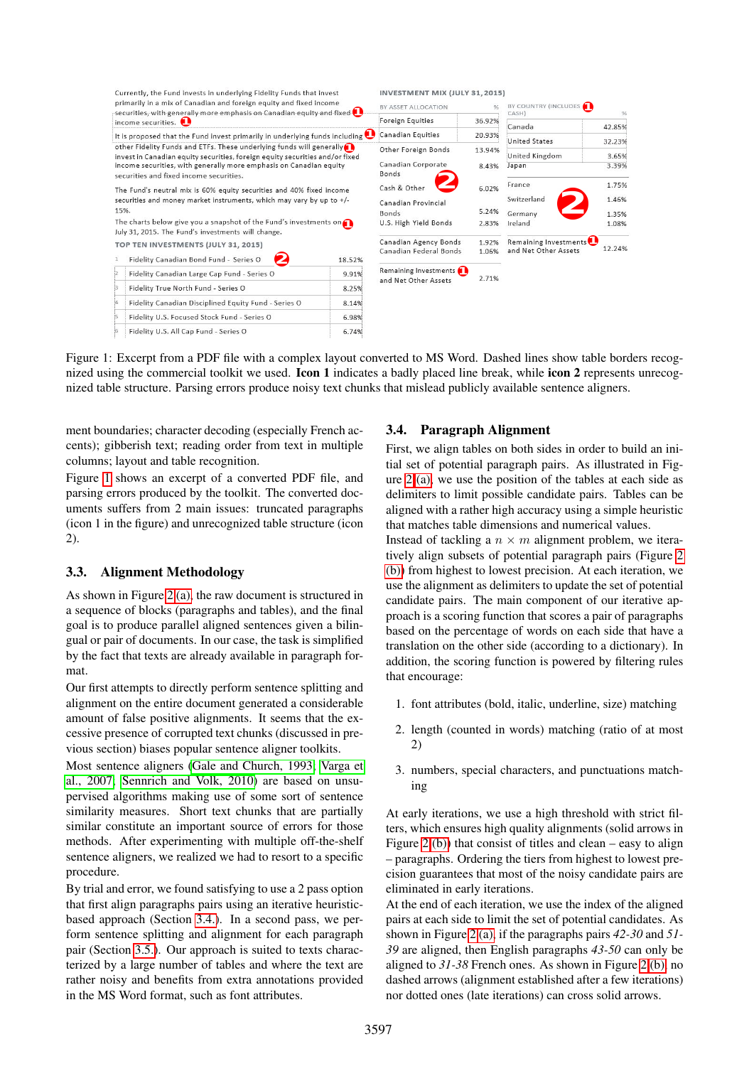Currently, the Fund invests in underlying Fidelity Funds that invest primarily in a mix of Canadian and foreign equity and fixed income securities, with generally more emphasis on Canadian equity and fixed income securities.

It is proposed that the Fund invest primarily in underlying funds including other Fidelity Funds and ETFs. These underlying funds will generally invest in Canadian equity securities, foreign equity securities and/or fixed income securities, with generally more emphasis on Canadian equity securities and fixed income securities.

The Fund's neutral mix is 60% equity securities and 40% fixed income securities and money market instruments, which may vary by up to +/- 15%.

The charts below give you a snapshot of the Fund's investments on July 31, 2015. The Fund's investments will change.

TOP TEN INVESTMENTS (JULY 31, 2015)

| | | |
|---|---|---|
| 1 | Fidelity Canadian Bond Fund - Series O | 18.52% |
| 2 | Fidelity Canadian Large Cap Fund - Series O | 9.91% |
| 3 | Fidelity True North Fund - Series O | 8.25% |
| 4 | Fidelity Canadian Disciplined Equity Fund - Series O | 8.14% |
| 5 | Fidelity U.S. Focused Stock Fund - Series O | 6.98% |
| 6 | Fidelity U.S. All Cap Fund - Series O | 6.74% |

INVESTMENT MIX (JULY 31, 2015)

| BY ASSET ALLOCATION | % |
|---|---|
| Foreign Equities | 36.92% |
| Canadian Equities | 20.93% |
| Other Foreign Bonds | 13.94% |
| Canadian Corporate Bonds | 8.43% |
| Cash & Other | 6.02% |
| Canadian Provincial Bonds | 5.24% |
| U.S. High Yield Bonds | 2.83% |
| Canadian Agency Bonds | 1.92% |
| Canadian Federal Bonds | 1.06% |
| Remaining Investments and Net Other Assets | 2.71% |

| BY COUNTRY (INCLUDES CASH) | % |
|---|---|
| Canada | 42.85% |
| United States | 32.23% |
| United Kingdom | 3.65% |
| Japan | 3.39% |
| France | 1.75% |
| Switzerland | 1.46% |
| Germany | 1.35% |
| Ireland | 1.08% |
| Remaining Investments and Net Other Assets | 12.24% |

Figure 1: Excerpt from a PDF file with a complex layout converted to MS Word. Dashed lines show table borders recognized using the commercial toolkit we used. **Icon 1** indicates a badly placed line break, while **icon 2** represents unrecognized table structure. Parsing errors produce noisy text chunks that mislead publicly available sentence aligners.

ment boundaries; character decoding (especially French accents); gibberish text; reading order from text in multiple columns; layout and table recognition.

Figure 1 shows an excerpt of a converted PDF file, and parsing errors produced by the toolkit. The converted documents suffers from 2 main issues: truncated paragraphs (icon 1 in the figure) and unrecognized table structure (icon 2).

### 3.3. Alignment Methodology

As shown in Figure 2 (a), the raw document is structured in a sequence of blocks (paragraphs and tables), and the final goal is to produce parallel aligned sentences given a bilingual or pair of documents. In our case, the task is simplified by the fact that texts are already available in paragraph format.

Our first attempts to directly perform sentence splitting and alignment on the entire document generated a considerable amount of false positive alignments. It seems that the excessive presence of corrupted text chunks (discussed in previous section) biases popular sentence aligner toolkits.

Most sentence aligners (Gale and Church, 1993; Varga et al., 2007; Sennrich and Volk, 2010) are based on unsupervised algorithms making use of some sort of sentence similarity measures. Short text chunks that are partially similar constitute an important source of errors for those methods. After experimenting with multiple off-the-shelf sentence aligners, we realized we had to resort to a specific procedure.

By trial and error, we found satisfying to use a 2 pass option that first align paragraphs pairs using an iterative heuristic-based approach (Section 3.4.). In a second pass, we perform sentence splitting and alignment for each paragraph pair (Section 3.5.). Our approach is suited to texts characterized by a large number of tables and where the text are rather noisy and benefits from extra annotations provided in the MS Word format, such as font attributes.

### 3.4. Paragraph Alignment

First, we align tables on both sides in order to build an initial set of potential paragraph pairs. As illustrated in Figure 2 (a), we use the position of the tables at each side as delimiters to limit possible candidate pairs. Tables can be aligned with a rather high accuracy using a simple heuristic that matches table dimensions and numerical values.

Instead of tackling a $n \times m$ alignment problem, we iteratively align subsets of potential paragraph pairs (Figure 2 (b)) from highest to lowest precision. At each iteration, we use the alignment as delimiters to update the set of potential candidate pairs. The main component of our iterative approach is a scoring function that scores a pair of paragraphs based on the percentage of words on each side that have a translation on the other side (according to a dictionary). In addition, the scoring function is powered by filtering rules that encourage:

1. font attributes (bold, italic, underline, size) matching
2. length (counted in words) matching (ratio of at most 2)
3. numbers, special characters, and punctuations matching

At early iterations, we use a high threshold with strict filters, which ensures high quality alignments (solid arrows in Figure 2 (b)) that consist of titles and clean – easy to align – paragraphs. Ordering the tiers from highest to lowest precision guarantees that most of the noisy candidate pairs are eliminated in early iterations.

At the end of each iteration, we use the index of the aligned pairs at each side to limit the set of potential candidates. As shown in Figure 2 (a), if the paragraphs pairs *42-30* and *51-39* are aligned, then English paragraphs *43-50* can only be aligned to *31-38* French ones. As shown in Figure 2 (b), no dashed arrows (alignment established after a few iterations) nor dotted ones (late iterations) can cross solid arrows.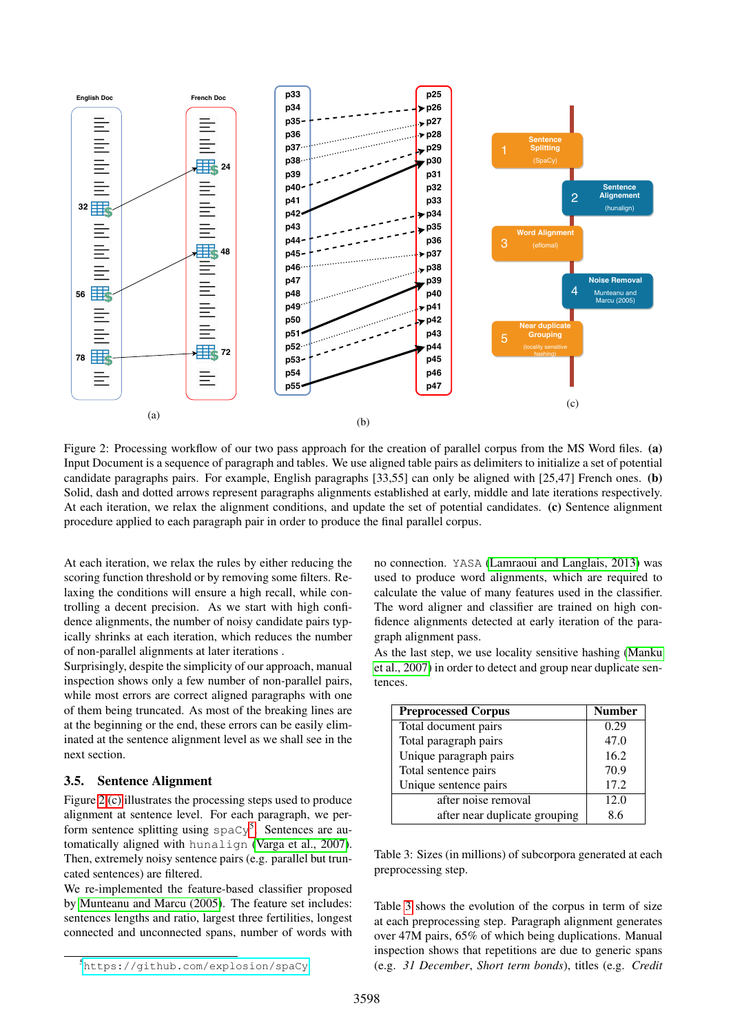Figure 2: Processing workflow of our two pass approach for the creation of parallel corpus from the MS Word files. **(a)** Input Document is a sequence of paragraph and tables. We use aligned table pairs as delimiters to initialize a set of potential candidate paragraphs pairs. For example, English paragraphs [33,55] can only be aligned with [25,47] French ones. **(b)** Solid, dash and dotted arrows represent paragraphs alignments established at early, middle and late iterations respectively. At each iteration, we relax the alignment conditions, and update the set of potential candidates. **(c)** Sentence alignment procedure applied to each paragraph pair in order to produce the final parallel corpus.

At each iteration, we relax the rules by either reducing the scoring function threshold or by removing some filters. Relaxing the conditions will ensure a high recall, while controlling a decent precision. As we start with high confidence alignments, the number of noisy candidate pairs typically shrinks at each iteration, which reduces the number of non-parallel alignments at later iterations .

Surprisingly, despite the simplicity of our approach, manual inspection shows only a few number of non-parallel pairs, while most errors are correct aligned paragraphs with one of them being truncated. As most of the breaking lines are at the beginning or the end, these errors can be easily eliminated at the sentence alignment level as we shall see in the next section.

### 3.5. Sentence Alignment

Figure 2(c) illustrates the processing steps used to produce alignment at sentence level. For each paragraph, we perform sentence splitting using `spaCy`[5]. Sentences are automatically aligned with `hunalign` (Varga et al., 2007). Then, extremely noisy sentence pairs (e.g. parallel but truncated sentences) are filtered.

We re-implemented the feature-based classifier proposed by Munteanu and Marcu (2005). The feature set includes: sentences lengths and ratio, largest three fertilities, longest connected and unconnected spans, number of words with no connection. `YASA` (Lamraoui and Langlais, 2013) was used to produce word alignments, which are required to calculate the value of many features used in the classifier. The word aligner and classifier are trained on high confidence alignments detected at early iteration of the paragraph alignment pass.

As the last step, we use locality sensitive hashing (Manku et al., 2007) in order to detect and group near duplicate sentences.

[5] `https://github.com/explosion/spaCy`

| Preprocessed Corpus | Number |
|---|---|
| Total document pairs | 0.29 |
| Total paragraph pairs | 47.0 |
| Unique paragraph pairs | 16.2 |
| Total sentence pairs | 70.9 |
| Unique sentence pairs | 17.2 |
| after noise removal | 12.0 |
| after near duplicate grouping | 8.6 |

Table 3: Sizes (in millions) of subcorpora generated at each preprocessing step.

Table 3 shows the evolution of the corpus in term of size at each preprocessing step. Paragraph alignment generates over 47M pairs, 65% of which being duplications. Manual inspection shows that repetitions are due to generic spans (e.g. *31 December*, *Short term bonds*), titles (e.g. *Credit*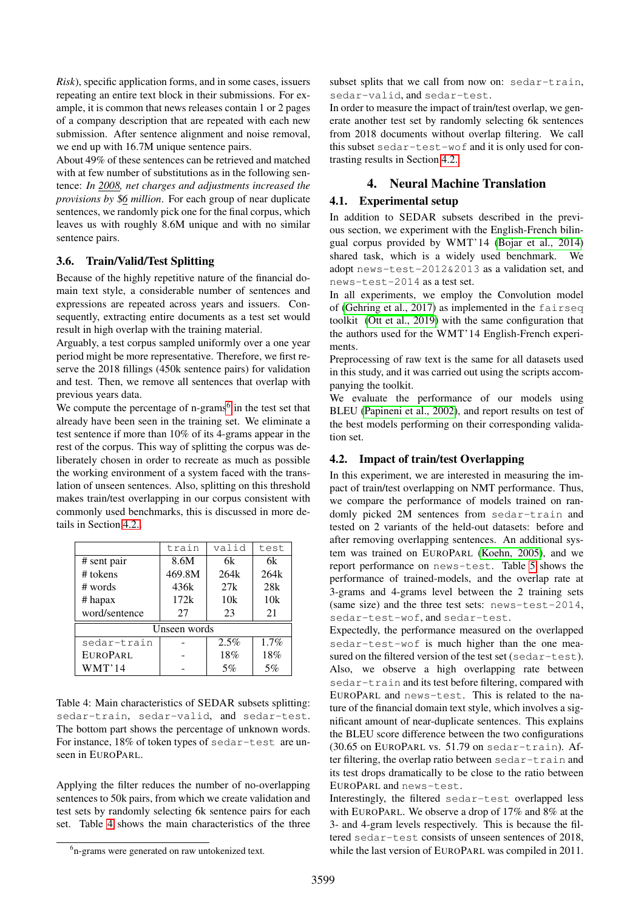*Risk*), specific application forms, and in some cases, issuers repeating an entire text block in their submissions. For example, it is common that news releases contain 1 or 2 pages of a company description that are repeated with each new submission. After sentence alignment and noise removal, we end up with 16.7M unique sentence pairs.

About 49% of these sentences can be retrieved and matched with at few number of substitutions as in the following sentence: *In 2008, net charges and adjustments increased the provisions by $6 million*. For each group of near duplicate sentences, we randomly pick one for the final corpus, which leaves us with roughly 8.6M unique and with no similar sentence pairs.

### 3.6. Train/Valid/Test Splitting

Because of the highly repetitive nature of the financial domain text style, a considerable number of sentences and expressions are repeated across years and issuers. Consequently, extracting entire documents as a test set would result in high overlap with the training material.

Arguably, a test corpus sampled uniformly over a one year period might be more representative. Therefore, we first reserve the 2018 fillings (450k sentence pairs) for validation and test. Then, we remove all sentences that overlap with previous years data.

We compute the percentage of n-grams[6] in the test set that already have been seen in the training set. We eliminate a test sentence if more than 10% of its 4-grams appear in the rest of the corpus. This way of splitting the corpus was deliberately chosen in order to recreate as much as possible the working environment of a system faced with the translation of unseen sentences. Also, splitting on this threshold makes train/test overlapping in our corpus consistent with commonly used benchmarks, this is discussed in more details in Section 4.2.

| | `train` | `valid` | `test` |
|---|---|---|---|
| # sent pair | 8.6M | 6k | 6k |
| # tokens | 469.8M | 264k | 264k |
| # words | 436k | 27k | 28k |
| # hapax | 172k | 10k | 10k |
| word/sentence | 27 | 23 | 21 |
| Unseen words | | | |
| `sedar-train` | - | 2.5% | 1.7% |
| EUROPARL | - | 18% | 18% |
| WMT'14 | - | 5% | 5% |

Table 4: Main characteristics of SEDAR subsets splitting: `sedar-train`, `sedar-valid`, and `sedar-test`. The bottom part shows the percentage of unknown words. For instance, 18% of token types of `sedar-test` are unseen in EUROPARL.

Applying the filter reduces the number of no-overlapping sentences to 50k pairs, from which we create validation and test sets by randomly selecting 6k sentence pairs for each set. Table 4 shows the main characteristics of the three subset splits that we call from now on: `sedar-train`, `sedar-valid`, and `sedar-test`.

In order to measure the impact of train/test overlap, we generate another test set by randomly selecting 6k sentences from 2018 documents without overlap filtering. We call this subset `sedar-test-wof` and it is only used for contrasting results in Section 4.2.

[6] n-grams were generated on raw untokenized text.

## 4. Neural Machine Translation

### 4.1. Experimental setup

In addition to SEDAR subsets described in the previous section, we experiment with the English-French bilingual corpus provided by WMT'14 (Bojar et al., 2014) shared task, which is a widely used benchmark. We adopt `news-test-2012&2013` as a validation set, and `news-test-2014` as a test set.

In all experiments, we employ the Convolution model of (Gehring et al., 2017) as implemented in the `fairseq` toolkit (Ott et al., 2019) with the same configuration that the authors used for the WMT'14 English-French experiments.

Preprocessing of raw text is the same for all datasets used in this study, and it was carried out using the scripts accompanying the toolkit.

We evaluate the performance of our models using BLEU (Papineni et al., 2002), and report results on test of the best models performing on their corresponding validation set.

### 4.2. Impact of train/test Overlapping

In this experiment, we are interested in measuring the impact of train/test overlapping on NMT performance. Thus, we compare the performance of models trained on randomly picked 2M sentences from `sedar-train` and tested on 2 variants of the held-out datasets: before and after removing overlapping sentences. An additional system was trained on EUROPARL (Koehn, 2005), and we report performance on `news-test`. Table 5 shows the performance of trained-models, and the overlap rate at 3-grams and 4-grams level between the 2 training sets (same size) and the three test sets: `news-test-2014`, `sedar-test-wof`, and `sedar-test`.

Expectedly, the performance measured on the overlapped `sedar-test-wof` is much higher than the one measured on the filtered version of the test set (`sedar-test`). Also, we observe a high overlapping rate between `sedar-train` and its test before filtering, compared with EUROPARL and `news-test`. This is related to the nature of the financial domain text style, which involves a significant amount of near-duplicate sentences. This explains the BLEU score difference between the two configurations (30.65 on EUROPARL vs. 51.79 on `sedar-train`). After filtering, the overlap ratio between `sedar-train` and its test drops dramatically to be close to the ratio between EUROPARL and `news-test`.

Interestingly, the filtered `sedar-test` overlapped less with EUROPARL. We observe a drop of 17% and 8% at the 3- and 4-gram levels respectively. This is because the filtered `sedar-test` consists of unseen sentences of 2018, while the last version of EUROPARL was compiled in 2011.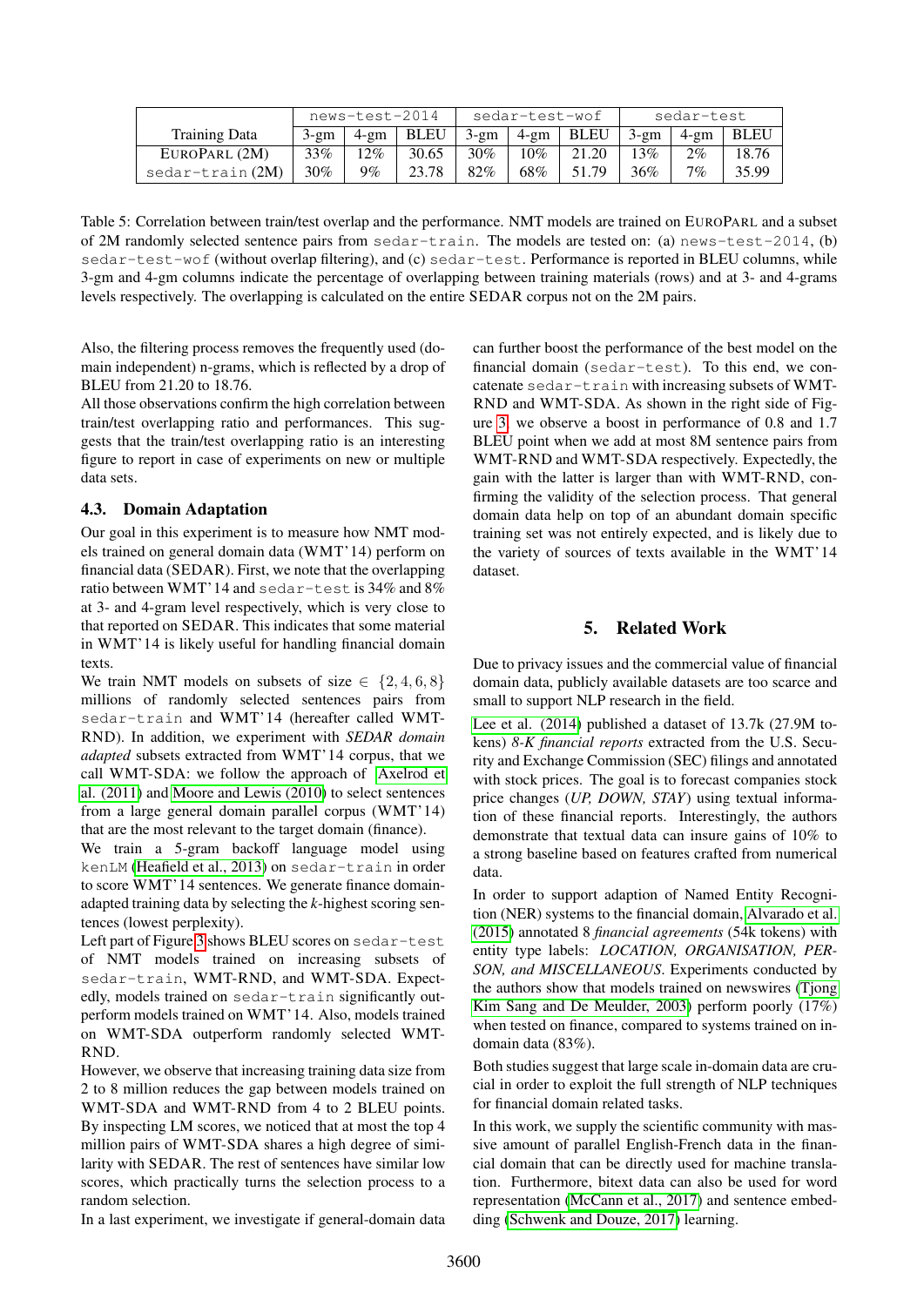| | news-test-2014 | | | sedar-test-wof | | | sedar-test | | |
|---|---|---|---|---|---|---|---|---|---|
| Training Data | 3-gm | 4-gm | BLEU | 3-gm | 4-gm | BLEU | 3-gm | 4-gm | BLEU |
| EUROPARL (2M) | 33% | 12% | 30.65 | 30% | 10% | 21.20 | 13% | 2% | 18.76 |
| sedar-train (2M) | 30% | 9% | 23.78 | 82% | 68% | 51.79 | 36% | 7% | 35.99 |

Table 5: Correlation between train/test overlap and the performance. NMT models are trained on EUROPARL and a subset of 2M randomly selected sentence pairs from sedar-train. The models are tested on: (a) news-test-2014, (b) sedar-test-wof (without overlap filtering), and (c) sedar-test. Performance is reported in BLEU columns, while 3-gm and 4-gm columns indicate the percentage of overlapping between training materials (rows) and at 3- and 4-grams levels respectively. The overlapping is calculated on the entire SEDAR corpus not on the 2M pairs.

Also, the filtering process removes the frequently used (domain independent) n-grams, which is reflected by a drop of BLEU from 21.20 to 18.76.

All those observations confirm the high correlation between train/test overlapping ratio and performances. This suggests that the train/test overlapping ratio is an interesting figure to report in case of experiments on new or multiple data sets.

### 4.3. Domain Adaptation

Our goal in this experiment is to measure how NMT models trained on general domain data (WMT'14) perform on financial data (SEDAR). First, we note that the overlapping ratio between WMT'14 and sedar-test is 34% and 8% at 3- and 4-gram level respectively, which is very close to that reported on SEDAR. This indicates that some material in WMT'14 is likely useful for handling financial domain texts.

We train NMT models on subsets of size $\in \{2, 4, 6, 8\}$ millions of randomly selected sentences pairs from sedar-train and WMT'14 (hereafter called WMT-RND). In addition, we experiment with *SEDAR domain adapted* subsets extracted from WMT'14 corpus, that we call WMT-SDA: we follow the approach of Axelrod et al. (2011) and Moore and Lewis (2010) to select sentences from a large general domain parallel corpus (WMT'14) that are the most relevant to the target domain (finance).

We train a 5-gram backoff language model using kenLM (Heafield et al., 2013) on sedar-train in order to score WMT'14 sentences. We generate finance domain-adapted training data by selecting the *k*-highest scoring sentences (lowest perplexity).

Left part of Figure 3 shows BLEU scores on sedar-test of NMT models trained on increasing subsets of sedar-train, WMT-RND, and WMT-SDA. Expectedly, models trained on sedar-train significantly outperform models trained on WMT'14. Also, models trained on WMT-SDA outperform randomly selected WMT-RND.

However, we observe that increasing training data size from 2 to 8 million reduces the gap between models trained on WMT-SDA and WMT-RND from 4 to 2 BLEU points. By inspecting LM scores, we noticed that at most the top 4 million pairs of WMT-SDA shares a high degree of similarity with SEDAR. The rest of sentences have similar low scores, which practically turns the selection process to a random selection.

In a last experiment, we investigate if general-domain data can further boost the performance of the best model on the financial domain (sedar-test). To this end, we concatenate sedar-train with increasing subsets of WMT-RND and WMT-SDA. As shown in the right side of Figure 3, we observe a boost in performance of 0.8 and 1.7 BLEU point when we add at most 8M sentence pairs from WMT-RND and WMT-SDA respectively. Expectedly, the gain with the latter is larger than with WMT-RND, confirming the validity of the selection process. That general domain data help on top of an abundant domain specific training set was not entirely expected, and is likely due to the variety of sources of texts available in the WMT'14 dataset.

## 5. Related Work

Due to privacy issues and the commercial value of financial domain data, publicly available datasets are too scarce and small to support NLP research in the field.

Lee et al. (2014) published a dataset of 13.7k (27.9M tokens) *8-K financial reports* extracted from the U.S. Security and Exchange Commission (SEC) filings and annotated with stock prices. The goal is to forecast companies stock price changes (*UP, DOWN, STAY*) using textual information of these financial reports. Interestingly, the authors demonstrate that textual data can insure gains of 10% to a strong baseline based on features crafted from numerical data.

In order to support adaption of Named Entity Recognition (NER) systems to the financial domain, Alvarado et al. (2015) annotated 8 *financial agreements* (54k tokens) with entity type labels: *LOCATION, ORGANISATION, PERSON, and MISCELLANEOUS*. Experiments conducted by the authors show that models trained on newswires (Tjong Kim Sang and De Meulder, 2003) perform poorly (17%) when tested on finance, compared to systems trained on in-domain data (83%).

Both studies suggest that large scale in-domain data are crucial in order to exploit the full strength of NLP techniques for financial domain related tasks.

In this work, we supply the scientific community with massive amount of parallel English-French data in the financial domain that can be directly used for machine translation. Furthermore, bitext data can also be used for word representation (McCann et al., 2017) and sentence embedding (Schwenk and Douze, 2017) learning.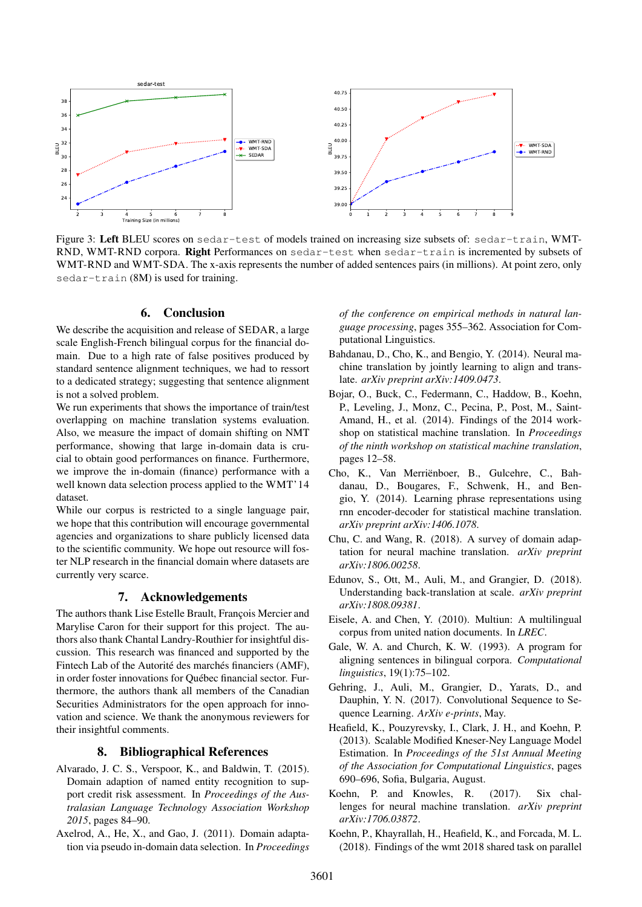Figure 3: **Left** BLEU scores on `sedar-test` of models trained on increasing size subsets of: `sedar-train`, WMT-RND, WMT-RND corpora. **Right** Performances on `sedar-test` when `sedar-train` is incremented by subsets of WMT-RND and WMT-SDA. The x-axis represents the number of added sentences pairs (in millions). At point zero, only `sedar-train` (8M) is used for training.

## 6. Conclusion

We describe the acquisition and release of SEDAR, a large scale English-French bilingual corpus for the financial domain. Due to a high rate of false positives produced by standard sentence alignment techniques, we had to ressort to a dedicated strategy; suggesting that sentence alignment is not a solved problem.

We run experiments that shows the importance of train/test overlapping on machine translation systems evaluation. Also, we measure the impact of domain shifting on NMT performance, showing that large in-domain data is crucial to obtain good performances on finance. Furthermore, we improve the in-domain (finance) performance with a well known data selection process applied to the WMT'14 dataset.

While our corpus is restricted to a single language pair, we hope that this contribution will encourage governmental agencies and organizations to share publicly licensed data to the scientific community. We hope out resource will foster NLP research in the financial domain where datasets are currently very scarce.

## 7. Acknowledgements

The authors thank Lise Estelle Brault, François Mercier and Marylise Caron for their support for this project. The authors also thank Chantal Landry-Routhier for insightful discussion. This research was financed and supported by the Fintech Lab of the Autorité des marchés financiers (AMF), in order foster innovations for Québec financial sector. Furthermore, the authors thank all members of the Canadian Securities Administrators for the open approach for innovation and science. We thank the anonymous reviewers for their insightful comments.

## 8. Bibliographical References

Alvarado, J. C. S., Verspoor, K., and Baldwin, T. (2015). Domain adaption of named entity recognition to support credit risk assessment. In *Proceedings of the Australasian Language Technology Association Workshop 2015*, pages 84–90.

Axelrod, A., He, X., and Gao, J. (2011). Domain adaptation via pseudo in-domain data selection. In *Proceedings of the conference on empirical methods in natural language processing*, pages 355–362. Association for Computational Linguistics.

Bahdanau, D., Cho, K., and Bengio, Y. (2014). Neural machine translation by jointly learning to align and translate. *arXiv preprint arXiv:1409.0473*.

Bojar, O., Buck, C., Federmann, C., Haddow, B., Koehn, P., Leveling, J., Monz, C., Pecina, P., Post, M., Saint-Amand, H., et al. (2014). Findings of the 2014 workshop on statistical machine translation. In *Proceedings of the ninth workshop on statistical machine translation*, pages 12–58.

Cho, K., Van Merriënboer, B., Gulcehre, C., Bahdanau, D., Bougares, F., Schwenk, H., and Bengio, Y. (2014). Learning phrase representations using rnn encoder-decoder for statistical machine translation. *arXiv preprint arXiv:1406.1078*.

Chu, C. and Wang, R. (2018). A survey of domain adaptation for neural machine translation. *arXiv preprint arXiv:1806.00258*.

Edunov, S., Ott, M., Auli, M., and Grangier, D. (2018). Understanding back-translation at scale. *arXiv preprint arXiv:1808.09381*.

Eisele, A. and Chen, Y. (2010). Multiun: A multilingual corpus from united nation documents. In *LREC*.

Gale, W. A. and Church, K. W. (1993). A program for aligning sentences in bilingual corpora. *Computational linguistics*, 19(1):75–102.

Gehring, J., Auli, M., Grangier, D., Yarats, D., and Dauphin, Y. N. (2017). Convolutional Sequence to Sequence Learning. *ArXiv e-prints*, May.

Heafield, K., Pouzyrevsky, I., Clark, J. H., and Koehn, P. (2013). Scalable Modified Kneser-Ney Language Model Estimation. In *Proceedings of the 51st Annual Meeting of the Association for Computational Linguistics*, pages 690–696, Sofia, Bulgaria, August.

Koehn, P. and Knowles, R. (2017). Six challenges for neural machine translation. *arXiv preprint arXiv:1706.03872*.

Koehn, P., Khayrallah, H., Heafield, K., and Forcada, M. L. (2018). Findings of the wmt 2018 shared task on parallel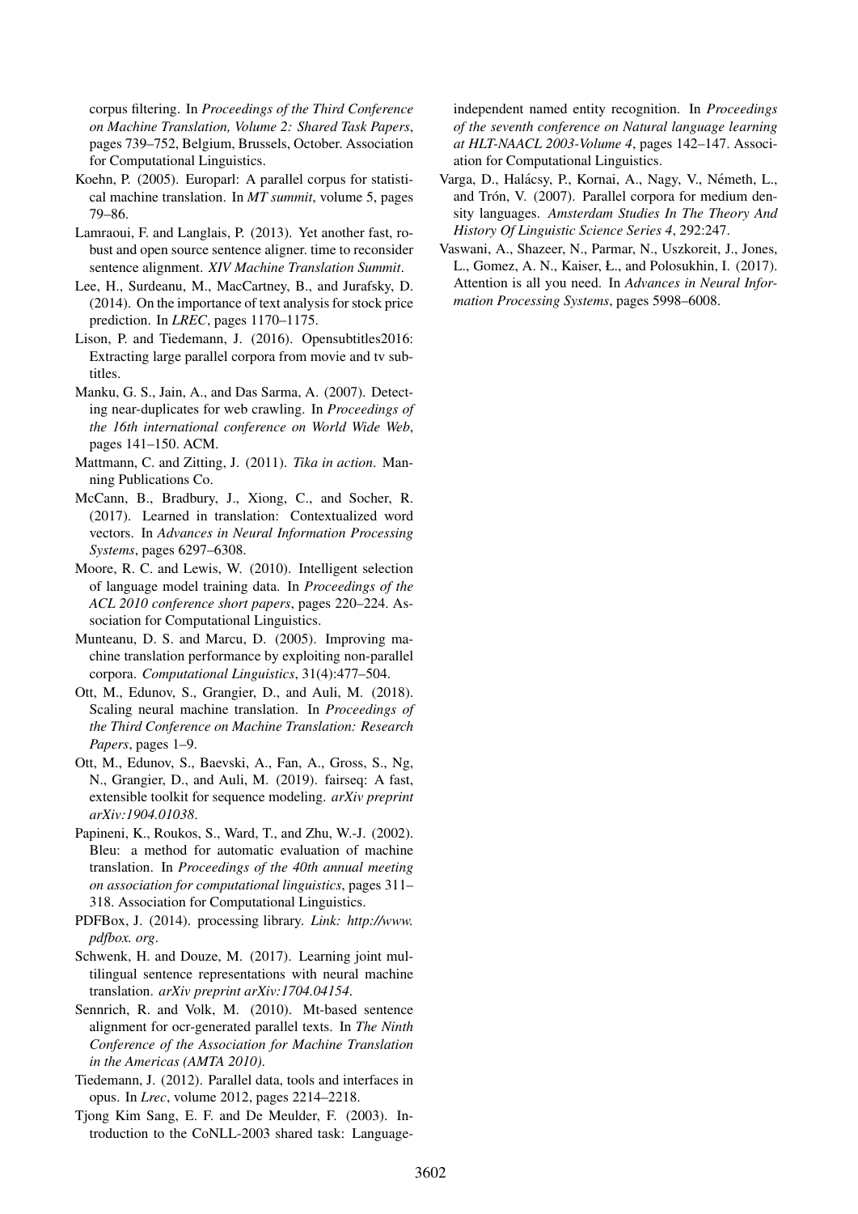corpus filtering. In *Proceedings of the Third Conference on Machine Translation, Volume 2: Shared Task Papers*, pages 739–752, Belgium, Brussels, October. Association for Computational Linguistics.

Koehn, P. (2005). Europarl: A parallel corpus for statistical machine translation. In *MT summit*, volume 5, pages 79–86.

Lamraoui, F. and Langlais, P. (2013). Yet another fast, robust and open source sentence aligner. time to reconsider sentence alignment. *XIV Machine Translation Summit*.

Lee, H., Surdeanu, M., MacCartney, B., and Jurafsky, D. (2014). On the importance of text analysis for stock price prediction. In *LREC*, pages 1170–1175.

Lison, P. and Tiedemann, J. (2016). Opensubtitles2016: Extracting large parallel corpora from movie and tv subtitles.

Manku, G. S., Jain, A., and Das Sarma, A. (2007). Detecting near-duplicates for web crawling. In *Proceedings of the 16th international conference on World Wide Web*, pages 141–150. ACM.

Mattmann, C. and Zitting, J. (2011). *Tika in action*. Manning Publications Co.

McCann, B., Bradbury, J., Xiong, C., and Socher, R. (2017). Learned in translation: Contextualized word vectors. In *Advances in Neural Information Processing Systems*, pages 6297–6308.

Moore, R. C. and Lewis, W. (2010). Intelligent selection of language model training data. In *Proceedings of the ACL 2010 conference short papers*, pages 220–224. Association for Computational Linguistics.

Munteanu, D. S. and Marcu, D. (2005). Improving machine translation performance by exploiting non-parallel corpora. *Computational Linguistics*, 31(4):477–504.

Ott, M., Edunov, S., Grangier, D., and Auli, M. (2018). Scaling neural machine translation. In *Proceedings of the Third Conference on Machine Translation: Research Papers*, pages 1–9.

Ott, M., Edunov, S., Baevski, A., Fan, A., Gross, S., Ng, N., Grangier, D., and Auli, M. (2019). fairseq: A fast, extensible toolkit for sequence modeling. *arXiv preprint arXiv:1904.01038*.

Papineni, K., Roukos, S., Ward, T., and Zhu, W.-J. (2002). Bleu: a method for automatic evaluation of machine translation. In *Proceedings of the 40th annual meeting on association for computational linguistics*, pages 311–318. Association for Computational Linguistics.

PDFBox, J. (2014). processing library. *Link: http://www. pdfbox. org*.

Schwenk, H. and Douze, M. (2017). Learning joint multilingual sentence representations with neural machine translation. *arXiv preprint arXiv:1704.04154*.

Sennrich, R. and Volk, M. (2010). Mt-based sentence alignment for ocr-generated parallel texts. In *The Ninth Conference of the Association for Machine Translation in the Americas (AMTA 2010)*.

Tiedemann, J. (2012). Parallel data, tools and interfaces in opus. In *Lrec*, volume 2012, pages 2214–2218.

Tjong Kim Sang, E. F. and De Meulder, F. (2003). Introduction to the CoNLL-2003 shared task: Language-independent named entity recognition. In *Proceedings of the seventh conference on Natural language learning at HLT-NAACL 2003-Volume 4*, pages 142–147. Association for Computational Linguistics.

Varga, D., Halácsy, P., Kornai, A., Nagy, V., Németh, L., and Trón, V. (2007). Parallel corpora for medium density languages. *Amsterdam Studies In The Theory And History Of Linguistic Science Series 4*, 292:247.

Vaswani, A., Shazeer, N., Parmar, N., Uszkoreit, J., Jones, L., Gomez, A. N., Kaiser, Ł., and Polosukhin, I. (2017). Attention is all you need. In *Advances in Neural Information Processing Systems*, pages 5998–6008.